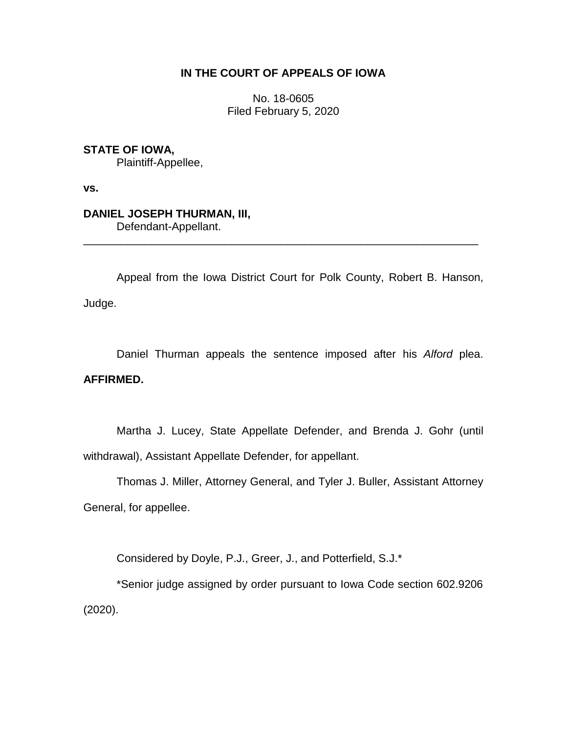**IN THE COURT OF APPEALS OF IOWA**

No. 18-0605
Filed February 5, 2020

**STATE OF IOWA,**
Plaintiff-Appellee,

**vs.**

**DANIEL JOSEPH THURMAN, III,**
Defendant-Appellant.

---

Appeal from the Iowa District Court for Polk County, Robert B. Hanson, Judge.

Daniel Thurman appeals the sentence imposed after his *Alford* plea. **AFFIRMED.**

Martha J. Lucey, State Appellate Defender, and Brenda J. Gohr (until withdrawal), Assistant Appellate Defender, for appellant.

Thomas J. Miller, Attorney General, and Tyler J. Buller, Assistant Attorney General, for appellee.

Considered by Doyle, P.J., Greer, J., and Potterfield, S.J.*

*Senior judge assigned by order pursuant to Iowa Code section 602.9206 (2020).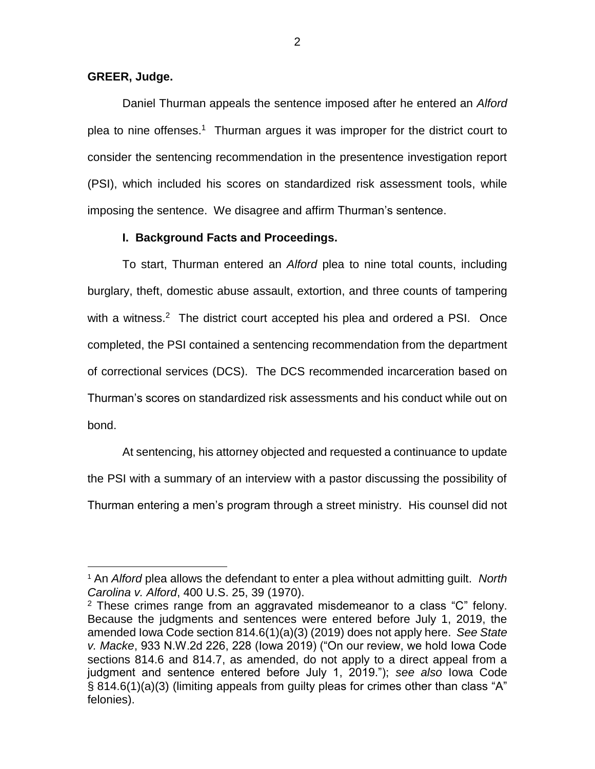**GREER, Judge.**

Daniel Thurman appeals the sentence imposed after he entered an *Alford* plea to nine offenses.[1] Thurman argues it was improper for the district court to consider the sentencing recommendation in the presentence investigation report (PSI), which included his scores on standardized risk assessment tools, while imposing the sentence. We disagree and affirm Thurman's sentence.

### I. Background Facts and Proceedings.

To start, Thurman entered an *Alford* plea to nine total counts, including burglary, theft, domestic abuse assault, extortion, and three counts of tampering with a witness.[2] The district court accepted his plea and ordered a PSI. Once completed, the PSI contained a sentencing recommendation from the department of correctional services (DCS). The DCS recommended incarceration based on Thurman's scores on standardized risk assessments and his conduct while out on bond.

At sentencing, his attorney objected and requested a continuance to update the PSI with a summary of an interview with a pastor discussing the possibility of Thurman entering a men's program through a street ministry. His counsel did not

---

[1] An *Alford* plea allows the defendant to enter a plea without admitting guilt. *North Carolina v. Alford*, 400 U.S. 25, 39 (1970).

[2] These crimes range from an aggravated misdemeanor to a class "C" felony. Because the judgments and sentences were entered before July 1, 2019, the amended Iowa Code section 814.6(1)(a)(3) (2019) does not apply here. *See State v. Macke*, 933 N.W.2d 226, 228 (Iowa 2019) ("On our review, we hold Iowa Code sections 814.6 and 814.7, as amended, do not apply to a direct appeal from a judgment and sentence entered before July 1, 2019."); *see also* Iowa Code § 814.6(1)(a)(3) (limiting appeals from guilty pleas for crimes other than class "A" felonies).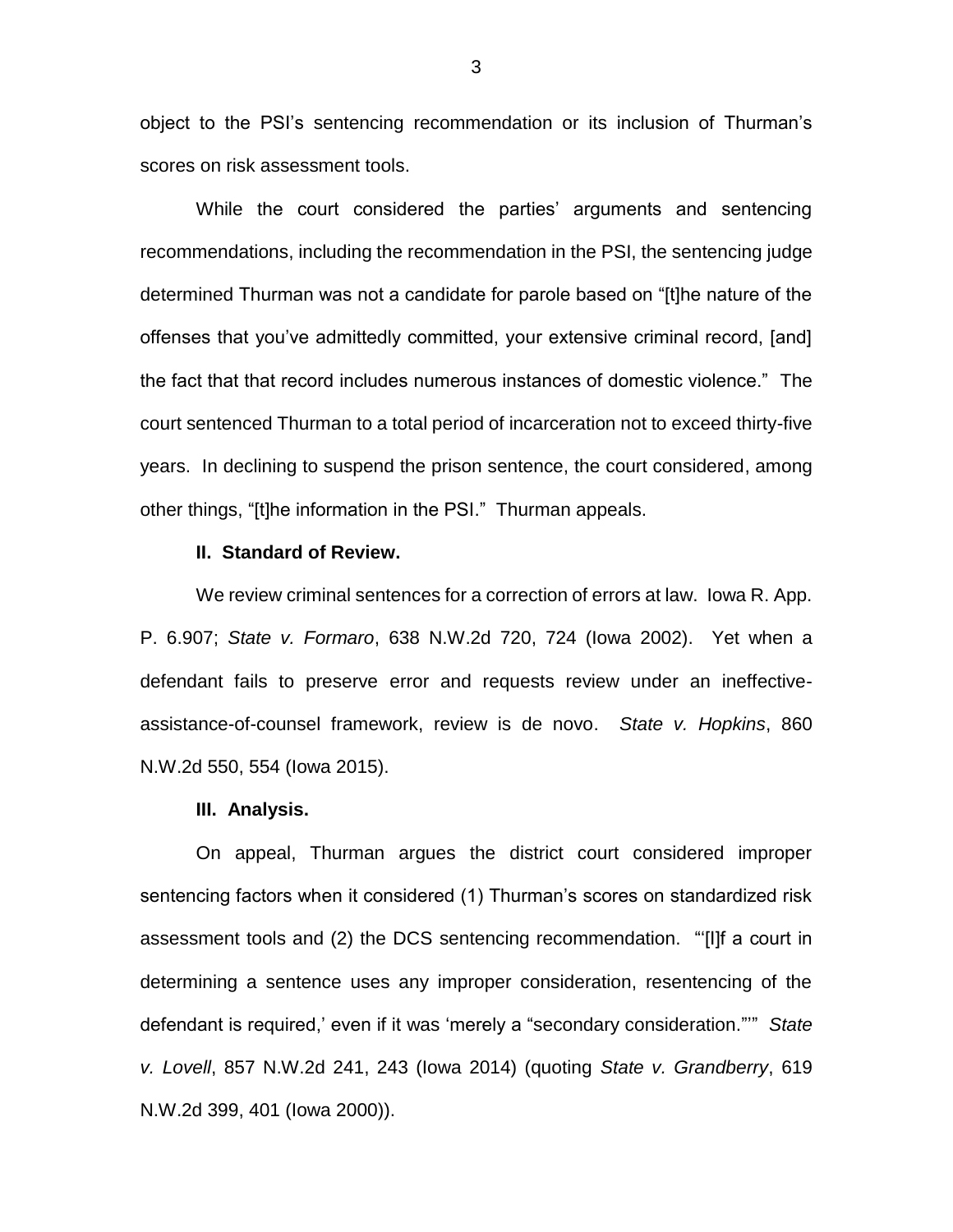object to the PSI's sentencing recommendation or its inclusion of Thurman's scores on risk assessment tools.

While the court considered the parties' arguments and sentencing recommendations, including the recommendation in the PSI, the sentencing judge determined Thurman was not a candidate for parole based on "[t]he nature of the offenses that you've admittedly committed, your extensive criminal record, [and] the fact that that record includes numerous instances of domestic violence." The court sentenced Thurman to a total period of incarceration not to exceed thirty-five years. In declining to suspend the prison sentence, the court considered, among other things, "[t]he information in the PSI." Thurman appeals.

**II. Standard of Review.**

We review criminal sentences for a correction of errors at law. Iowa R. App. P. 6.907; *State v. Formaro*, 638 N.W.2d 720, 724 (Iowa 2002). Yet when a defendant fails to preserve error and requests review under an ineffective-assistance-of-counsel framework, review is de novo. *State v. Hopkins*, 860 N.W.2d 550, 554 (Iowa 2015).

**III. Analysis.**

On appeal, Thurman argues the district court considered improper sentencing factors when it considered (1) Thurman's scores on standardized risk assessment tools and (2) the DCS sentencing recommendation. "'[I]f a court in determining a sentence uses any improper consideration, resentencing of the defendant is required,' even if it was 'merely a "secondary consideration."'" *State v. Lovell*, 857 N.W.2d 241, 243 (Iowa 2014) (quoting *State v. Grandberry*, 619 N.W.2d 399, 401 (Iowa 2000)).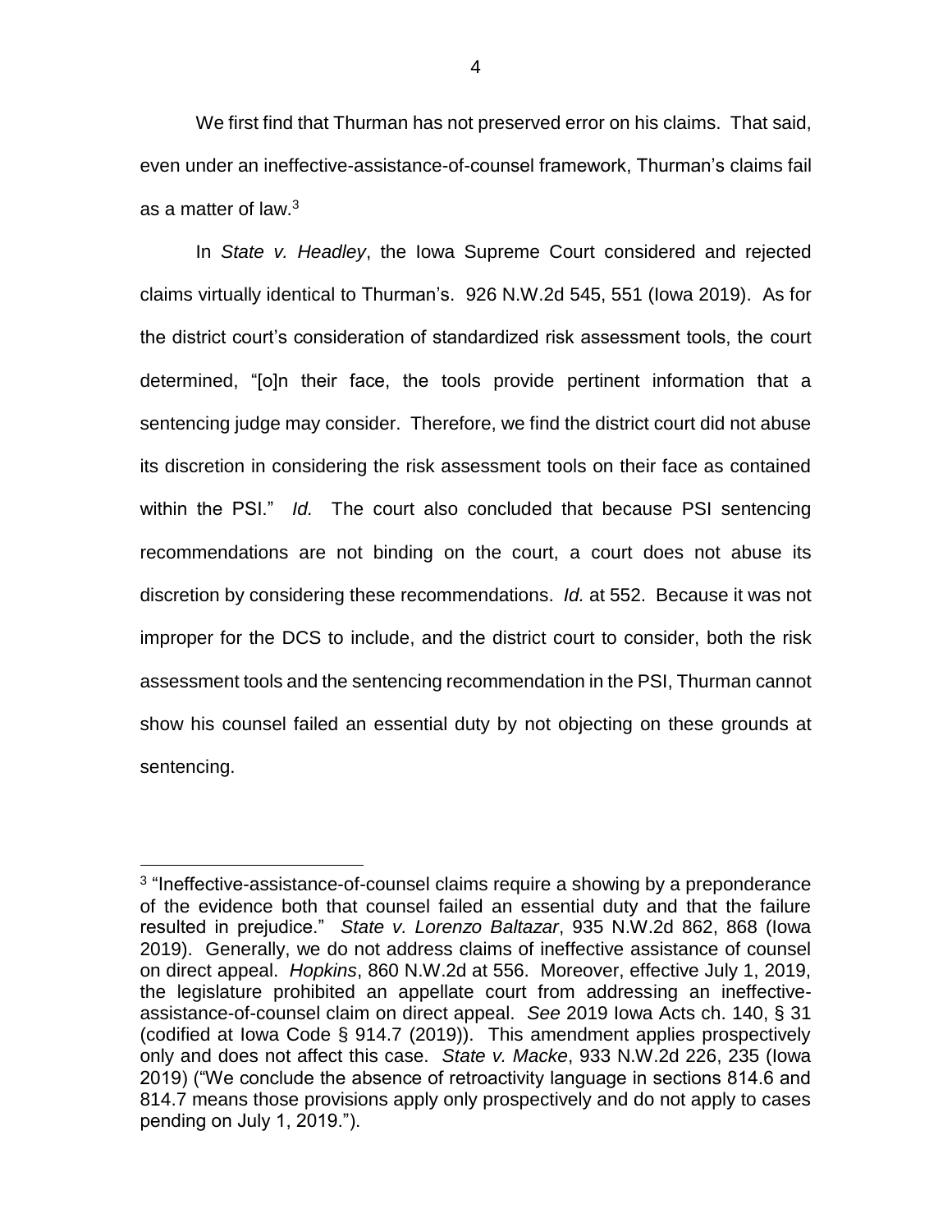We first find that Thurman has not preserved error on his claims. That said, even under an ineffective-assistance-of-counsel framework, Thurman's claims fail as a matter of law.[3]

In *State v. Headley*, the Iowa Supreme Court considered and rejected claims virtually identical to Thurman's. 926 N.W.2d 545, 551 (Iowa 2019). As for the district court's consideration of standardized risk assessment tools, the court determined, "[o]n their face, the tools provide pertinent information that a sentencing judge may consider. Therefore, we find the district court did not abuse its discretion in considering the risk assessment tools on their face as contained within the PSI." *Id.* The court also concluded that because PSI sentencing recommendations are not binding on the court, a court does not abuse its discretion by considering these recommendations. *Id.* at 552. Because it was not improper for the DCS to include, and the district court to consider, both the risk assessment tools and the sentencing recommendation in the PSI, Thurman cannot show his counsel failed an essential duty by not objecting on these grounds at sentencing.

[3] "Ineffective-assistance-of-counsel claims require a showing by a preponderance of the evidence both that counsel failed an essential duty and that the failure resulted in prejudice." *State v. Lorenzo Baltazar*, 935 N.W.2d 862, 868 (Iowa 2019). Generally, we do not address claims of ineffective assistance of counsel on direct appeal. *Hopkins*, 860 N.W.2d at 556. Moreover, effective July 1, 2019, the legislature prohibited an appellate court from addressing an ineffective-assistance-of-counsel claim on direct appeal. *See* 2019 Iowa Acts ch. 140, § 31 (codified at Iowa Code § 914.7 (2019)). This amendment applies prospectively only and does not affect this case. *State v. Macke*, 933 N.W.2d 226, 235 (Iowa 2019) ("We conclude the absence of retroactivity language in sections 814.6 and 814.7 means those provisions apply only prospectively and do not apply to cases pending on July 1, 2019.").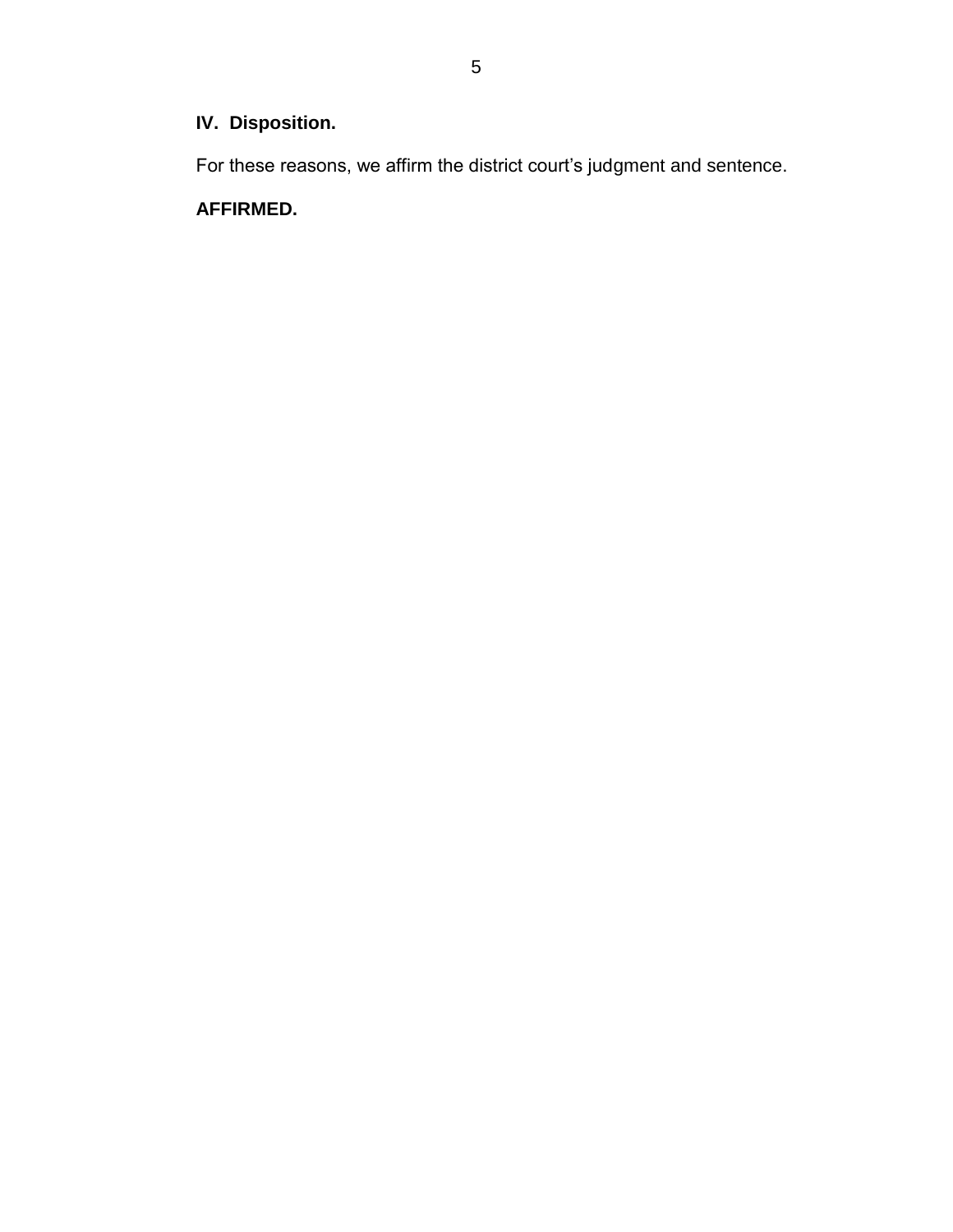## IV. Disposition.

For these reasons, we affirm the district court’s judgment and sentence.

**AFFIRMED.**